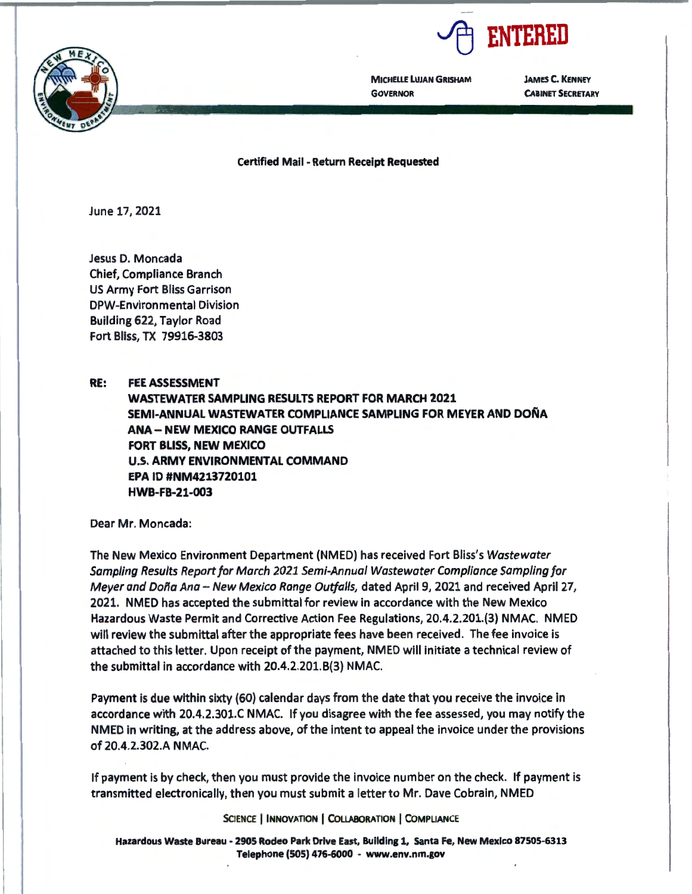ENTERED

MICHELLE LUJAN GRISHAM
GOVERNOR

JAMES C. KENNEY
CABINET SECRETARY

**Certified Mail - Return Receipt Requested**

June 17, 2021

Jesus D. Moncada
Chief, Compliance Branch
US Army Fort Bliss Garrison
DPW-Environmental Division
Building 622, Taylor Road
Fort Bliss, TX 79916-3803

**RE: FEE ASSESSMENT**
**WASTEWATER SAMPLING RESULTS REPORT FOR MARCH 2021**
**SEMI-ANNUAL WASTEWATER COMPLIANCE SAMPLING FOR MEYER AND DOÑA ANA – NEW MEXICO RANGE OUTFALLS**
**FORT BLISS, NEW MEXICO**
**U.S. ARMY ENVIRONMENTAL COMMAND**
**EPA ID #NM4213720101**
**HWB-FB-21-003**

Dear Mr. Moncada:

The New Mexico Environment Department (NMED) has received Fort Bliss's *Wastewater Sampling Results Report for March 2021 Semi-Annual Wastewater Compliance Sampling for Meyer and Doña Ana – New Mexico Range Outfalls,* dated April 9, 2021 and received April 27, 2021. NMED has accepted the submittal for review in accordance with the New Mexico Hazardous Waste Permit and Corrective Action Fee Regulations, 20.4.2.201.(3) NMAC. NMED will review the submittal after the appropriate fees have been received. The fee invoice is attached to this letter. Upon receipt of the payment, NMED will initiate a technical review of the submittal in accordance with 20.4.2.201.B(3) NMAC.

Payment is due within sixty (60) calendar days from the date that you receive the invoice in accordance with 20.4.2.301.C NMAC. If you disagree with the fee assessed, you may notify the NMED in writing, at the address above, of the intent to appeal the invoice under the provisions of 20.4.2.302.A NMAC.

If payment is by check, then you must provide the invoice number on the check. If payment is transmitted electronically, then you must submit a letter to Mr. Dave Cobrain, NMED

SCIENCE | INNOVATION | COLLABORATION | COMPLIANCE

Hazardous Waste Bureau - 2905 Rodeo Park Drive East, Building 1, Santa Fe, New Mexico 87505-6313
Telephone (505) 476-6000 - www.env.nm.gov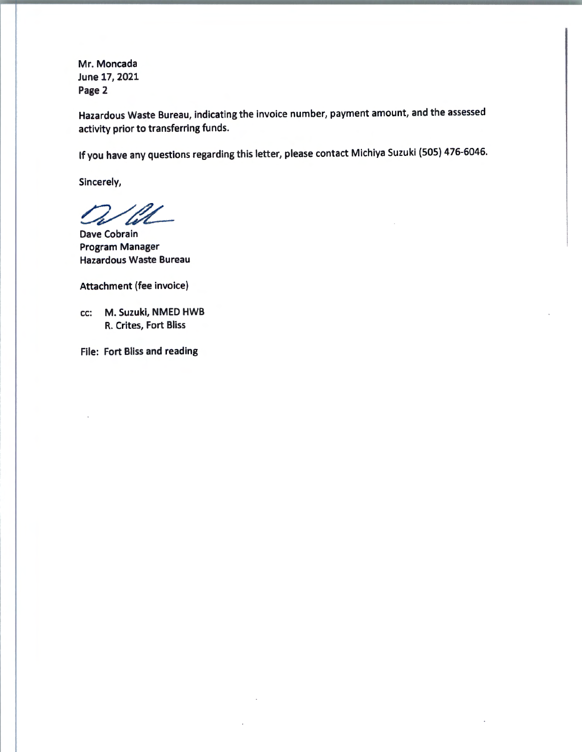Hazardous Waste Bureau, indicating the invoice number, payment amount, and the assessed activity prior to transferring funds.

If you have any questions regarding this letter, please contact Michiya Suzuki (505) 476-6046.

Sincerely,

Dave Cobrain
Program Manager
Hazardous Waste Bureau

Attachment (fee invoice)

cc: M. Suzuki, NMED HWB
R. Crites, Fort Bliss

File: Fort Bliss and reading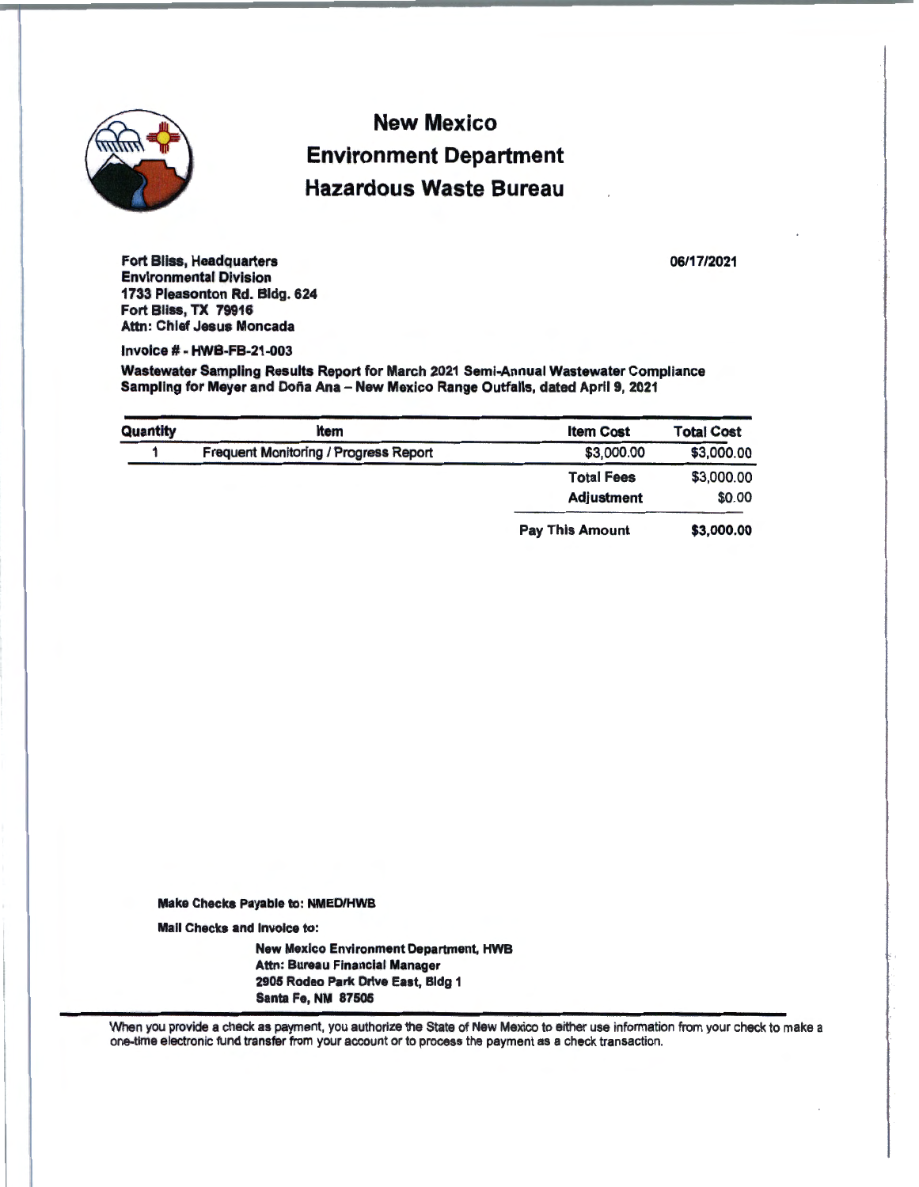# New Mexico Environment Department Hazardous Waste Bureau

**Fort Bliss, Headquarters**
**Environmental Division**
**1733 Pleasonton Rd. Bldg. 624**
**Fort Bliss, TX 79916**
**Attn: Chief Jesus Moncada**

**06/17/2021**

**Invoice # - HWB-FB-21-003**

**Wastewater Sampling Results Report for March 2021 Semi-Annual Wastewater Compliance Sampling for Meyer and Doña Ana – New Mexico Range Outfalls, dated April 9, 2021**

| Quantity | Item | Item Cost | Total Cost |
|---|---|---|---|
| 1 | Frequent Monitoring / Progress Report | $3,000.00 | $3,000.00 |
| | | **Total Fees** | $3,000.00 |
| | | **Adjustment** | $0.00 |
| | | **Pay This Amount** | **$3,000.00** |

**Make Checks Payable to: NMED/HWB**

**Mail Checks and Invoice to:**

**New Mexico Environment Department, HWB**
**Attn: Bureau Financial Manager**
**2905 Rodeo Park Drive East, Bldg 1**
**Santa Fe, NM 87505**

When you provide a check as payment, you authorize the State of New Mexico to either use information from your check to make a one-time electronic fund transfer from your account or to process the payment as a check transaction.